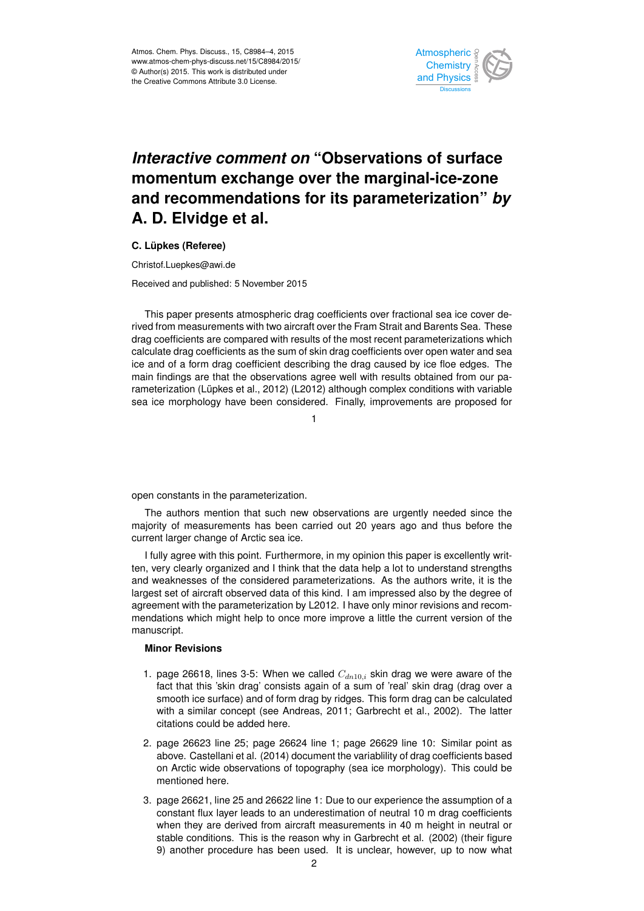# *Interactive comment on* "Observations of surface momentum exchange over the marginal-ice-zone and recommendations for its parameterization" *by* A. D. Elvidge et al.

**C. Lüpkes (Referee)**

Christof.Luepkes@awi.de

Received and published: 5 November 2015

This paper presents atmospheric drag coefficients over fractional sea ice cover derived from measurements with two aircraft over the Fram Strait and Barents Sea. These drag coefficients are compared with results of the most recent parameterizations which calculate drag coefficients as the sum of skin drag coefficients over open water and sea ice and of a form drag coefficient describing the drag caused by ice floe edges. The main findings are that the observations agree well with results obtained from our parameterization (Lüpkes et al., 2012) (L2012) although complex conditions with variable sea ice morphology have been considered. Finally, improvements are proposed for open constants in the parameterization.

The authors mention that such new observations are urgently needed since the majority of measurements has been carried out 20 years ago and thus before the current larger change of Arctic sea ice.

I fully agree with this point. Furthermore, in my opinion this paper is excellently written, very clearly organized and I think that the data help a lot to understand strengths and weaknesses of the considered parameterizations. As the authors write, it is the largest set of aircraft observed data of this kind. I am impressed also by the degree of agreement with the parameterization by L2012. I have only minor revisions and recommendations which might help to once more improve a little the current version of the manuscript.

**Minor Revisions**

1. page 26618, lines 3-5: When we called $C_{dn10,i}$ skin drag we were aware of the fact that this 'skin drag' consists again of a sum of 'real' skin drag (drag over a smooth ice surface) and of form drag by ridges. This form drag can be calculated with a similar concept (see Andreas, 2011; Garbrecht et al., 2002). The latter citations could be added here.
2. page 26623 line 25; page 26624 line 1; page 26629 line 10: Similar point as above. Castellani et al. (2014) document the variablility of drag coefficients based on Arctic wide observations of topography (sea ice morphology). This could be mentioned here.
3. page 26621, line 25 and 26622 line 1: Due to our experience the assumption of a constant flux layer leads to an underestimation of neutral 10 m drag coefficients when they are derived from aircraft measurements in 40 m height in neutral or stable conditions. This is the reason why in Garbrecht et al. (2002) (their figure 9) another procedure has been used. It is unclear, however, up to now what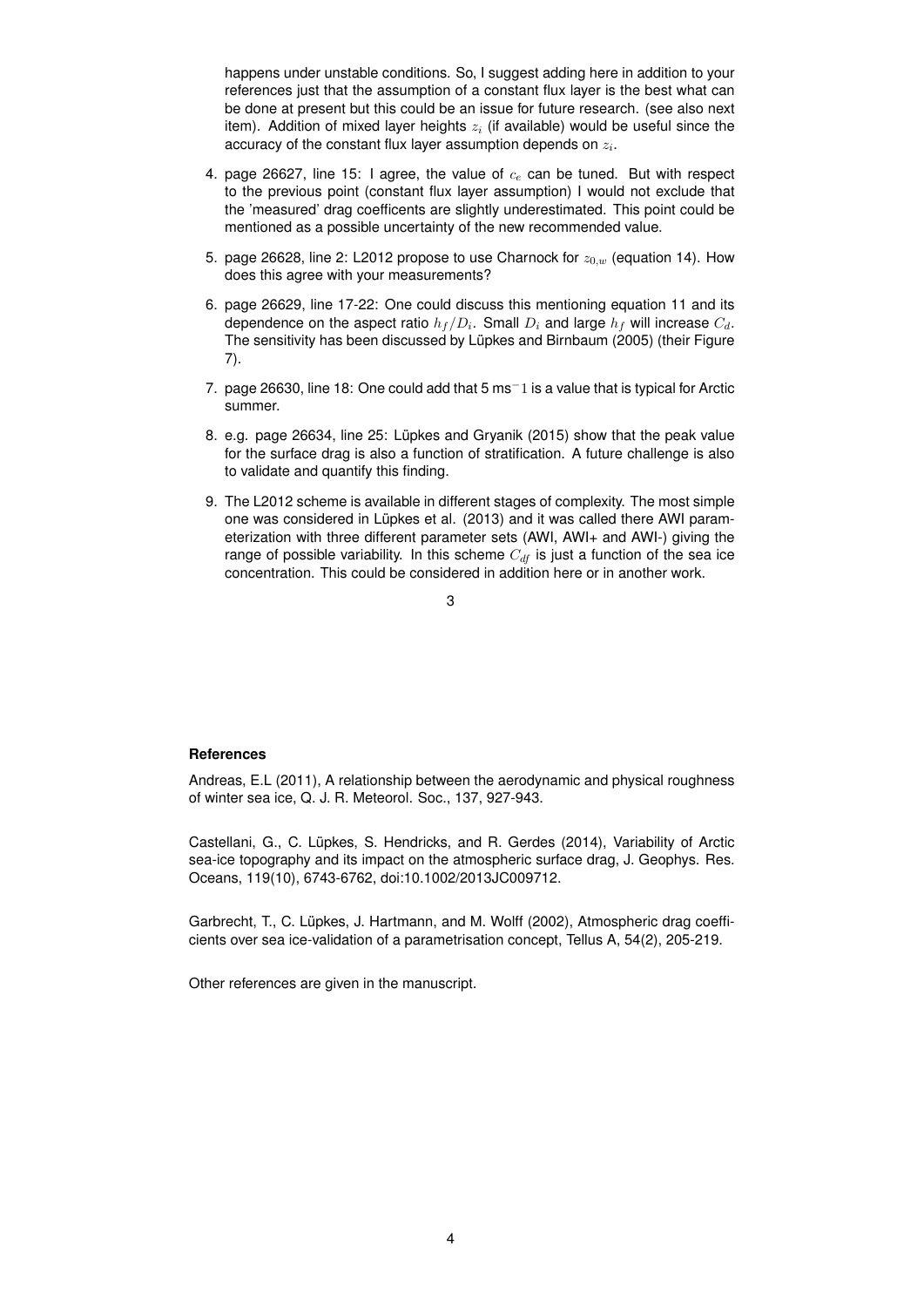happens under unstable conditions. So, I suggest adding here in addition to your references just that the assumption of a constant flux layer is the best what can be done at present but this could be an issue for future research. (see also next item). Addition of mixed layer heights $z_i$ (if available) would be useful since the accuracy of the constant flux layer assumption depends on $z_i$.

4. page 26627, line 15: I agree, the value of $c_e$ can be tuned. But with respect to the previous point (constant flux layer assumption) I would not exclude that the 'measured' drag coefficents are slightly underestimated. This point could be mentioned as a possible uncertainty of the new recommended value.

5. page 26628, line 2: L2012 propose to use Charnock for $z_{0,w}$ (equation 14). How does this agree with your measurements?

6. page 26629, line 17-22: One could discuss this mentioning equation 11 and its dependence on the aspect ratio $h_f/D_i$. Small $D_i$ and large $h_f$ will increase $C_d$. The sensitivity has been discussed by Lüpkes and Birnbaum (2005) (their Figure 7).

7. page 26630, line 18: One could add that 5 $\mathrm{ms}^{-1}$ is a value that is typical for Arctic summer.

8. e.g. page 26634, line 25: Lüpkes and Gryanik (2015) show that the peak value for the surface drag is also a function of stratification. A future challenge is also to validate and quantify this finding.

9. The L2012 scheme is available in different stages of complexity. The most simple one was considered in Lüpkes et al. (2013) and it was called there AWI parameterization with three different parameter sets (AWI, AWI+ and AWI-) giving the range of possible variability. In this scheme $C_{df}$ is just a function of the sea ice concentration. This could be considered in addition here or in another work.

#### References

Andreas, E.L (2011), A relationship between the aerodynamic and physical roughness of winter sea ice, Q. J. R. Meteorol. Soc., 137, 927-943.

Castellani, G., C. Lüpkes, S. Hendricks, and R. Gerdes (2014), Variability of Arctic sea-ice topography and its impact on the atmospheric surface drag, J. Geophys. Res. Oceans, 119(10), 6743-6762, doi:10.1002/2013JC009712.

Garbrecht, T., C. Lüpkes, J. Hartmann, and M. Wolff (2002), Atmospheric drag coefficients over sea ice-validation of a parametrisation concept, Tellus A, 54(2), 205-219.

Other references are given in the manuscript.